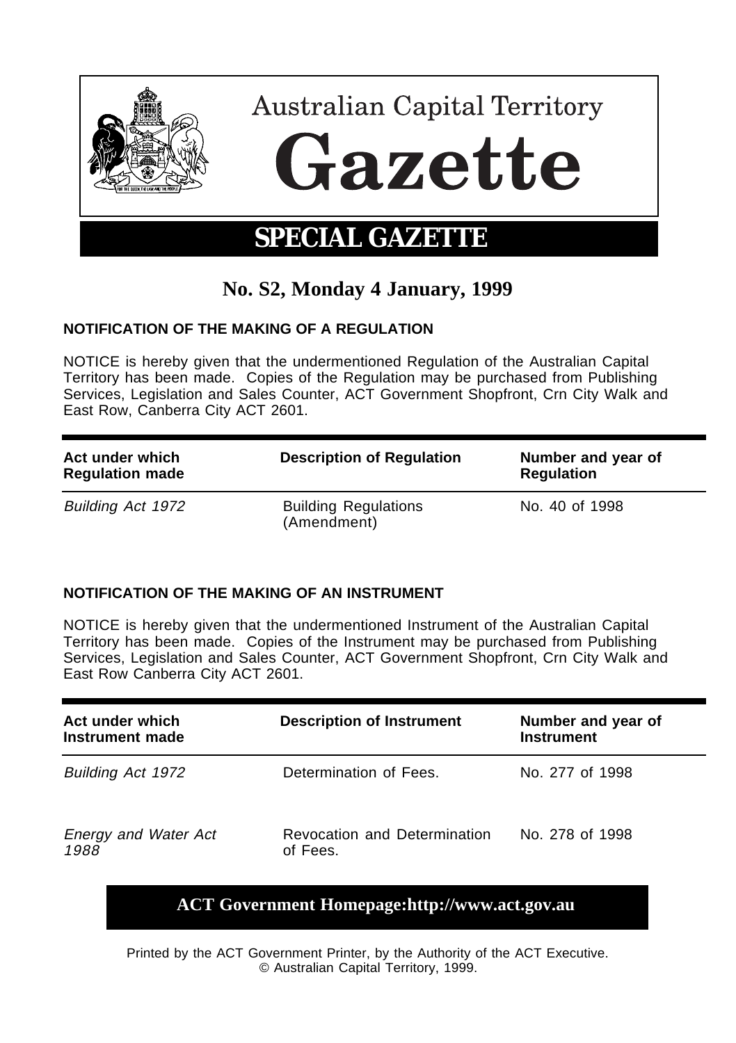# Australian Capital Territory

# Gazette

## SPECIAL GAZETTE

## No. S2, Monday 4 January, 1999

### NOTIFICATION OF THE MAKING OF A REGULATION

NOTICE is hereby given that the undermentioned Regulation of the Australian Capital Territory has been made. Copies of the Regulation may be purchased from Publishing Services, Legislation and Sales Counter, ACT Government Shopfront, Crn City Walk and East Row, Canberra City ACT 2601.

| Act under which Regulation made | Description of Regulation | Number and year of Regulation |
|---|---|---|
| *Building Act 1972* | Building Regulations (Amendment) | No. 40 of 1998 |

### NOTIFICATION OF THE MAKING OF AN INSTRUMENT

NOTICE is hereby given that the undermentioned Instrument of the Australian Capital Territory has been made. Copies of the Instrument may be purchased from Publishing Services, Legislation and Sales Counter, ACT Government Shopfront, Crn City Walk and East Row Canberra City ACT 2601.

| Act under which Instrument made | Description of Instrument | Number and year of Instrument |
|---|---|---|
| *Building Act 1972* | Determination of Fees. | No. 277 of 1998 |
| *Energy and Water Act 1988* | Revocation and Determination of Fees. | No. 278 of 1998 |

**ACT Government Homepage:http://www.act.gov.au**

Printed by the ACT Government Printer, by the Authority of the ACT Executive.
© Australian Capital Territory, 1999.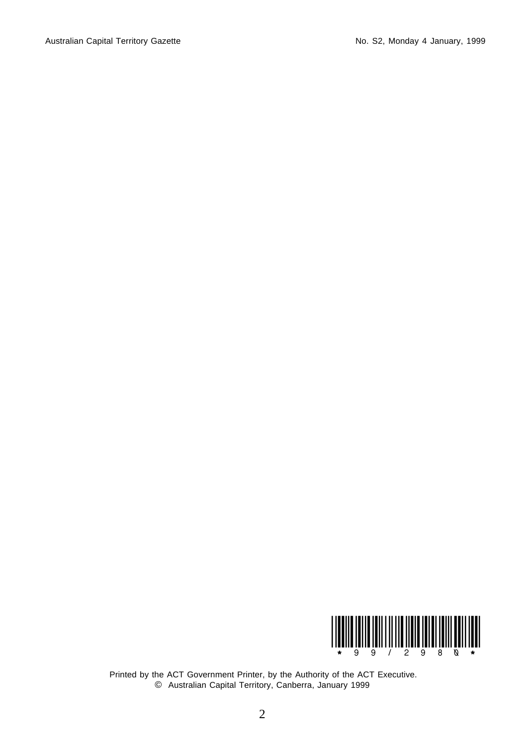\* 9 9 / 2 9 8 0 \*

Printed by the ACT Government Printer, by the Authority of the ACT Executive.
© Australian Capital Territory, Canberra, January 1999